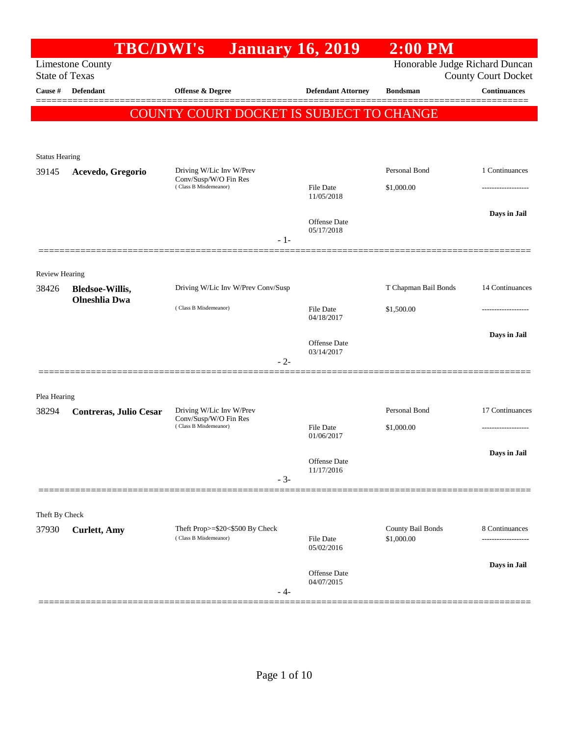# TBC/DWI's January 16, 2019 2:00 PM

Limestone County
State of Texas

Honorable Judge Richard Duncan
County Court Docket

| Cause # | Defendant | Offense & Degree | Defendant Attorney | Bondsman | Continuances |
|---|---|---|---|---|---|

## COUNTY COURT DOCKET IS SUBJECT TO CHANGE

Status Hearing

| Cause # | Defendant | Offense & Degree | Defendant Attorney | Bondsman | Continuances |
|---|---|---|---|---|---|
| 39145 | **Acevedo, Gregorio** | Driving W/Lic Inv W/Prev Conv/Susp/W/O Fin Res (Class B Misdemeanor) | File Date 11/05/2018 Offense Date 05/17/2018 | Personal Bond $1,000.00 | 1 Continuances ------------------- **Days in Jail** |

- 1-

Review Hearing

| Cause # | Defendant | Offense & Degree | Defendant Attorney | Bondsman | Continuances |
|---|---|---|---|---|---|
| 38426 | **Bledsoe-Willis, Olneshlia Dwa** | Driving W/Lic Inv W/Prev Conv/Susp (Class B Misdemeanor) | File Date 04/18/2017 Offense Date 03/14/2017 | T Chapman Bail Bonds $1,500.00 | 14 Continuances ------------------- **Days in Jail** |

- 2-

Plea Hearing

| Cause # | Defendant | Offense & Degree | Defendant Attorney | Bondsman | Continuances |
|---|---|---|---|---|---|
| 38294 | **Contreras, Julio Cesar** | Driving W/Lic Inv W/Prev Conv/Susp/W/O Fin Res (Class B Misdemeanor) | File Date 01/06/2017 Offense Date 11/17/2016 | Personal Bond $1,000.00 | 17 Continuances ------------------- **Days in Jail** |

- 3-

Theft By Check

| Cause # | Defendant | Offense & Degree | Defendant Attorney | Bondsman | Continuances |
|---|---|---|---|---|---|
| 37930 | **Curlett, Amy** | Theft Prop>=$20<$500 By Check (Class B Misdemeanor) | File Date 05/02/2016 Offense Date 04/07/2015 | County Bail Bonds $1,000.00 | 8 Continuances ------------------- **Days in Jail** |

- 4-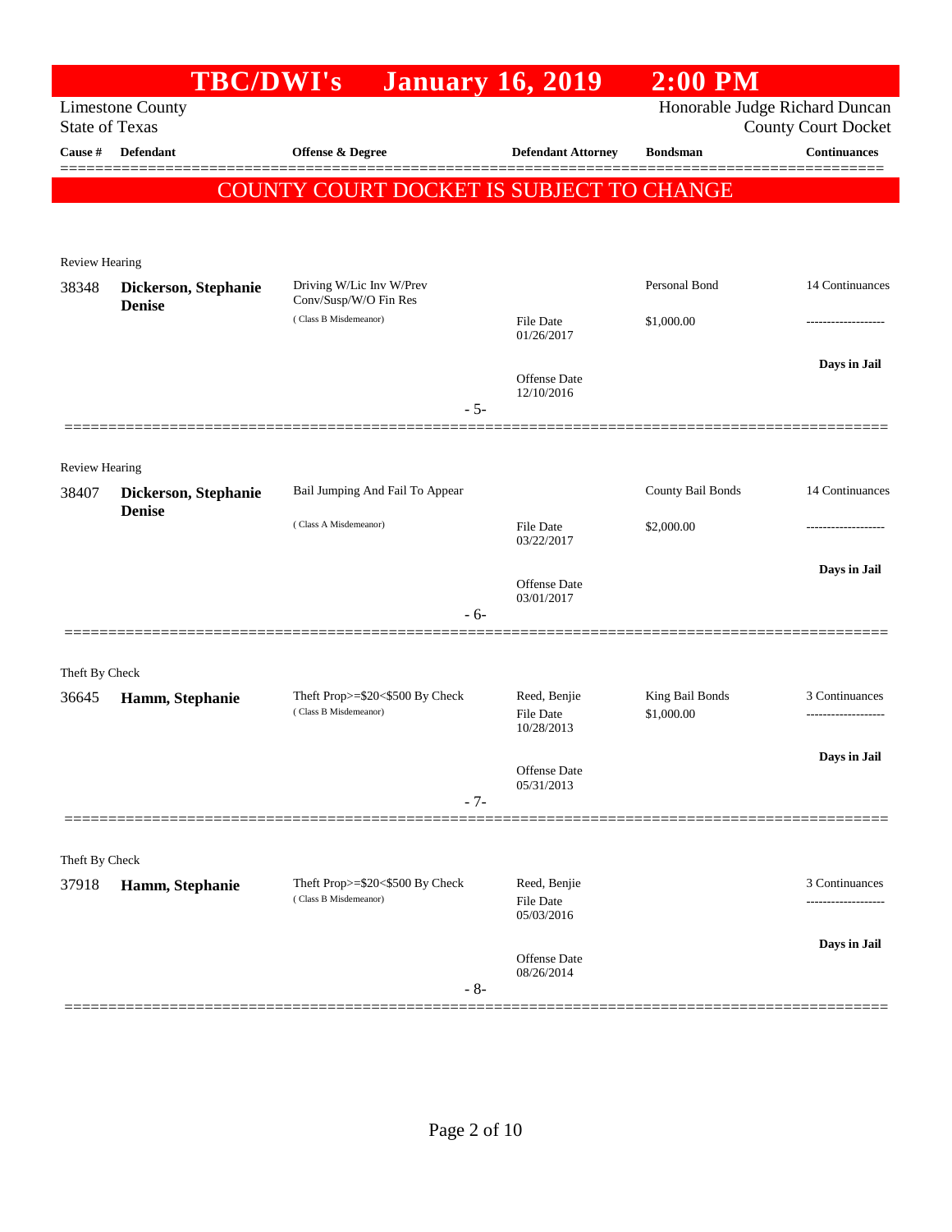# TBC/DWI's January 16, 2019 2:00 PM

Limestone County
State of Texas

Honorable Judge Richard Duncan
County Court Docket

| Cause # | Defendant | Offense & Degree | Defendant Attorney | Bondsman | Continuances |
|---|---|---|---|---|---|

**COUNTY COURT DOCKET IS SUBJECT TO CHANGE**

Review Hearing

| Cause # | Defendant | Offense & Degree | Defendant Attorney | Bondsman | Continuances |
|---|---|---|---|---|---|
| 38348 | **Dickerson, Stephanie Denise** | Driving W/Lic Inv W/Prev Conv/Susp/W/O Fin Res (Class B Misdemeanor) | File Date 01/26/2017; Offense Date 12/10/2016 | Personal Bond $1,000.00 | 14 Continuances; Days in Jail |

- 5-

Review Hearing

| Cause # | Defendant | Offense & Degree | Defendant Attorney | Bondsman | Continuances |
|---|---|---|---|---|---|
| 38407 | **Dickerson, Stephanie Denise** | Bail Jumping And Fail To Appear (Class A Misdemeanor) | File Date 03/22/2017; Offense Date 03/01/2017 | County Bail Bonds $2,000.00 | 14 Continuances; Days in Jail |

- 6-

Theft By Check

| Cause # | Defendant | Offense & Degree | Defendant Attorney | Bondsman | Continuances |
|---|---|---|---|---|---|
| 36645 | **Hamm, Stephanie** | Theft Prop>=$20<$500 By Check (Class B Misdemeanor) | Reed, Benjie; File Date 10/28/2013; Offense Date 05/31/2013 | King Bail Bonds $1,000.00 | 3 Continuances; Days in Jail |

- 7-

Theft By Check

| Cause # | Defendant | Offense & Degree | Defendant Attorney | Bondsman | Continuances |
|---|---|---|---|---|---|
| 37918 | **Hamm, Stephanie** | Theft Prop>=$20<$500 By Check (Class B Misdemeanor) | Reed, Benjie; File Date 05/03/2016; Offense Date 08/26/2014 | | 3 Continuances; Days in Jail |

- 8-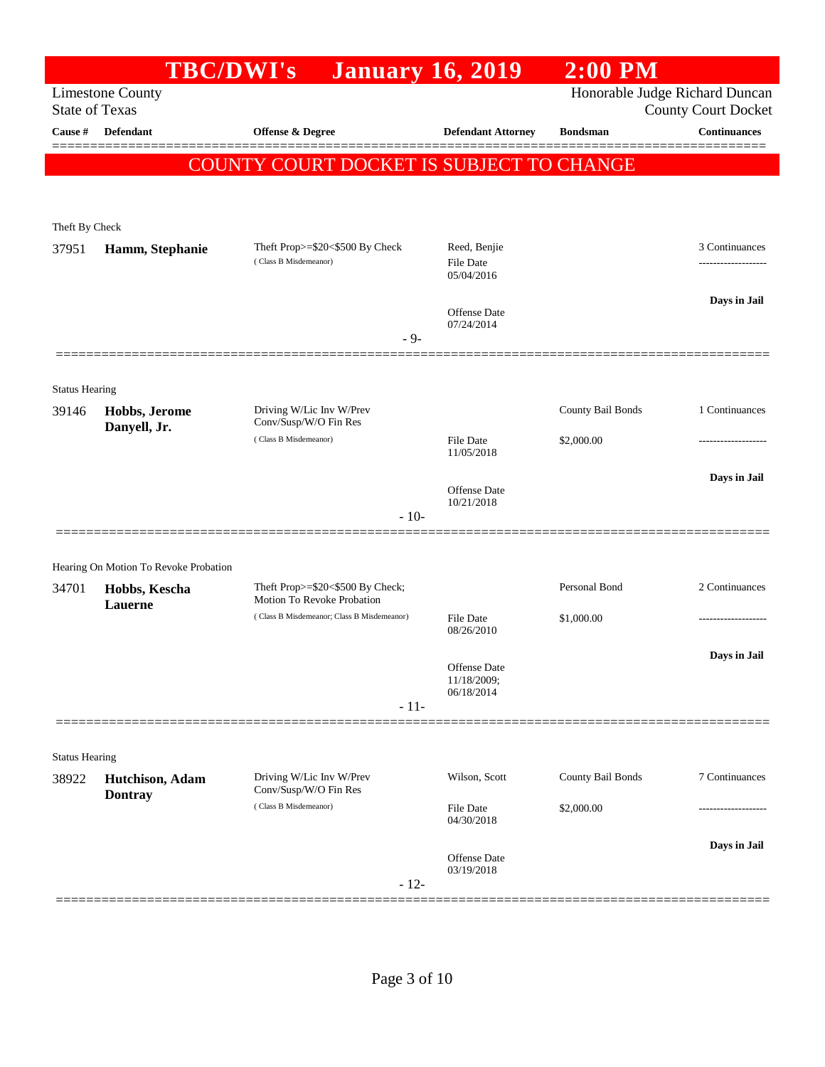# TBC/DWI's January 16, 2019 2:00 PM

Limestone County
State of Texas

Honorable Judge Richard Duncan
County Court Docket

**COUNTY COURT DOCKET IS SUBJECT TO CHANGE**

| Cause # | Defendant | Offense & Degree | Defendant Attorney | Bondsman | Continuances |
|---|---|---|---|---|---|
| **Theft By Check** | | | | | |
| 37951 | **Hamm, Stephanie** | Theft Prop>=$20<$500 By Check (Class B Misdemeanor) | Reed, Benjie; File Date 05/04/2016; Offense Date 07/24/2014 | | 3 Continuances; Days in Jail |
| | | | - 9- | | |
| **Status Hearing** | | | | | |
| 39146 | **Hobbs, Jerome Danyell, Jr.** | Driving W/Lic Inv W/Prev Conv/Susp/W/O Fin Res (Class B Misdemeanor) | File Date 11/05/2018; Offense Date 10/21/2018 | County Bail Bonds $2,000.00 | 1 Continuances; Days in Jail |
| | | | - 10- | | |
| **Hearing On Motion To Revoke Probation** | | | | | |
| 34701 | **Hobbs, Kescha Lauerne** | Theft Prop>=$20<$500 By Check; Motion To Revoke Probation (Class B Misdemeanor; Class B Misdemeanor) | File Date 08/26/2010; Offense Date 11/18/2009; 06/18/2014 | Personal Bond $1,000.00 | 2 Continuances; Days in Jail |
| | | | - 11- | | |
| **Status Hearing** | | | | | |
| 38922 | **Hutchison, Adam Dontray** | Driving W/Lic Inv W/Prev Conv/Susp/W/O Fin Res (Class B Misdemeanor) | Wilson, Scott; File Date 04/30/2018; Offense Date 03/19/2018 | County Bail Bonds $2,000.00 | 7 Continuances; Days in Jail |
| | | | - 12- | | |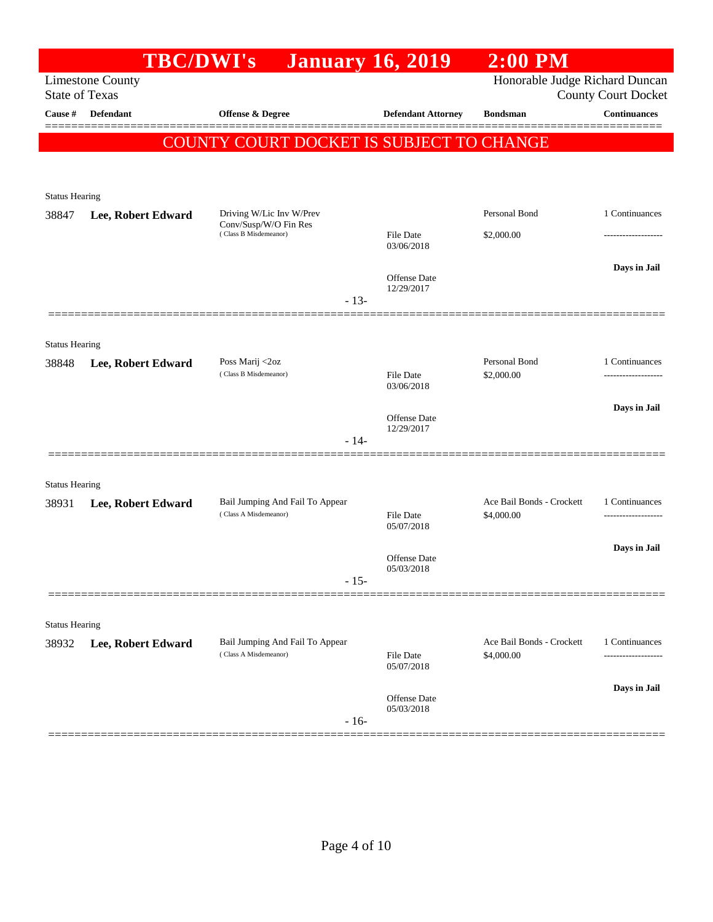# TBC/DWI's January 16, 2019 2:00 PM

Limestone County
State of Texas

Honorable Judge Richard Duncan
County Court Docket

| Cause # | Defendant | Offense & Degree | Defendant Attorney | Bondsman | Continuances |
|---|---|---|---|---|---|

**COUNTY COURT DOCKET IS SUBJECT TO CHANGE**

Status Hearing

| Cause # | Defendant | Offense & Degree | Defendant Attorney | Bondsman | Continuances |
|---|---|---|---|---|---|
| 38847 | **Lee, Robert Edward** | Driving W/Lic Inv W/Prev Conv/Susp/W/O Fin Res (Class B Misdemeanor) | File Date 03/06/2018 | Personal Bond $2,000.00 | 1 Continuances |
| | | | Offense Date 12/29/2017 | | **Days in Jail** |

- 13-

Status Hearing

| Cause # | Defendant | Offense & Degree | Defendant Attorney | Bondsman | Continuances |
|---|---|---|---|---|---|
| 38848 | **Lee, Robert Edward** | Poss Marij <2oz (Class B Misdemeanor) | File Date 03/06/2018 | Personal Bond $2,000.00 | 1 Continuances |
| | | | Offense Date 12/29/2017 | | **Days in Jail** |

- 14-

Status Hearing

| Cause # | Defendant | Offense & Degree | Defendant Attorney | Bondsman | Continuances |
|---|---|---|---|---|---|
| 38931 | **Lee, Robert Edward** | Bail Jumping And Fail To Appear (Class A Misdemeanor) | File Date 05/07/2018 | Ace Bail Bonds - Crockett $4,000.00 | 1 Continuances |
| | | | Offense Date 05/03/2018 | | **Days in Jail** |

- 15-

Status Hearing

| Cause # | Defendant | Offense & Degree | Defendant Attorney | Bondsman | Continuances |
|---|---|---|---|---|---|
| 38932 | **Lee, Robert Edward** | Bail Jumping And Fail To Appear (Class A Misdemeanor) | File Date 05/07/2018 | Ace Bail Bonds - Crockett $4,000.00 | 1 Continuances |
| | | | Offense Date 05/03/2018 | | **Days in Jail** |

- 16-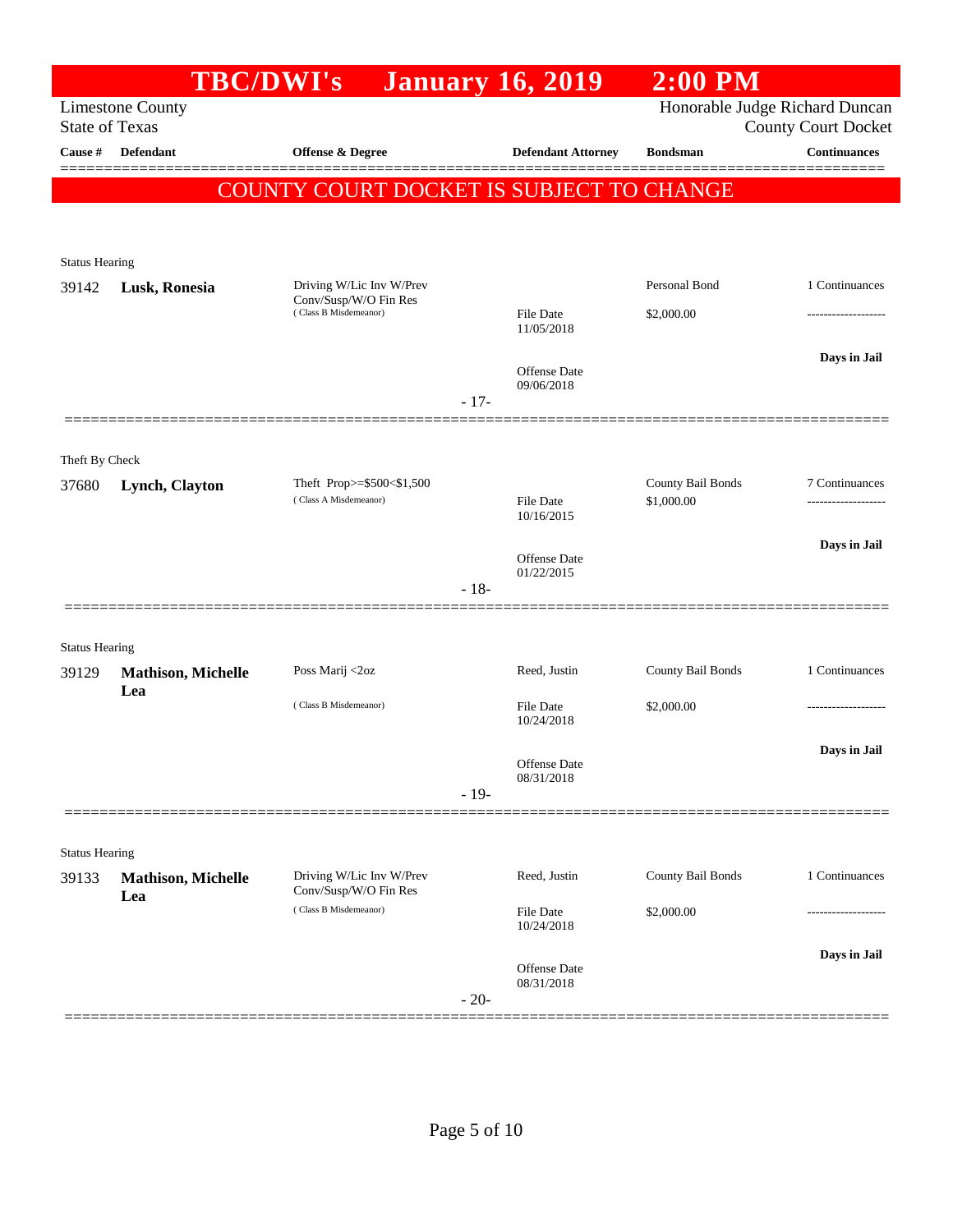# TBC/DWI's January 16, 2019 2:00 PM

Limestone County
State of Texas

Honorable Judge Richard Duncan
County Court Docket

| Cause # | Defendant | Offense & Degree | Defendant Attorney | Bondsman | Continuances |
|---|---|---|---|---|---|

**COUNTY COURT DOCKET IS SUBJECT TO CHANGE**

Status Hearing

| Cause # | Defendant | Offense & Degree | Defendant Attorney | Bondsman | Continuances |
|---|---|---|---|---|---|
| 39142 | **Lusk, Ronesia** | Driving W/Lic Inv W/Prev Conv/Susp/W/O Fin Res (Class B Misdemeanor) | | Personal Bond | 1 Continuances |
| | | | File Date 11/05/2018 | $2,000.00 | ------------------- |
| | | | Offense Date 09/06/2018 | | **Days in Jail** |

- 17-

Theft By Check

| Cause # | Defendant | Offense & Degree | Defendant Attorney | Bondsman | Continuances |
|---|---|---|---|---|---|
| 37680 | **Lynch, Clayton** | Theft Prop>=$500<$1,500 (Class A Misdemeanor) | | County Bail Bonds | 7 Continuances |
| | | | File Date 10/16/2015 | $1,000.00 | ------------------- |
| | | | Offense Date 01/22/2015 | | **Days in Jail** |

- 18-

Status Hearing

| Cause # | Defendant | Offense & Degree | Defendant Attorney | Bondsman | Continuances |
|---|---|---|---|---|---|
| 39129 | **Mathison, Michelle Lea** | Poss Marij <2oz (Class B Misdemeanor) | Reed, Justin | County Bail Bonds | 1 Continuances |
| | | | File Date 10/24/2018 | $2,000.00 | ------------------- |
| | | | Offense Date 08/31/2018 | | **Days in Jail** |

- 19-

Status Hearing

| Cause # | Defendant | Offense & Degree | Defendant Attorney | Bondsman | Continuances |
|---|---|---|---|---|---|
| 39133 | **Mathison, Michelle Lea** | Driving W/Lic Inv W/Prev Conv/Susp/W/O Fin Res (Class B Misdemeanor) | Reed, Justin | County Bail Bonds | 1 Continuances |
| | | | File Date 10/24/2018 | $2,000.00 | ------------------- |
| | | | Offense Date 08/31/2018 | | **Days in Jail** |

- 20-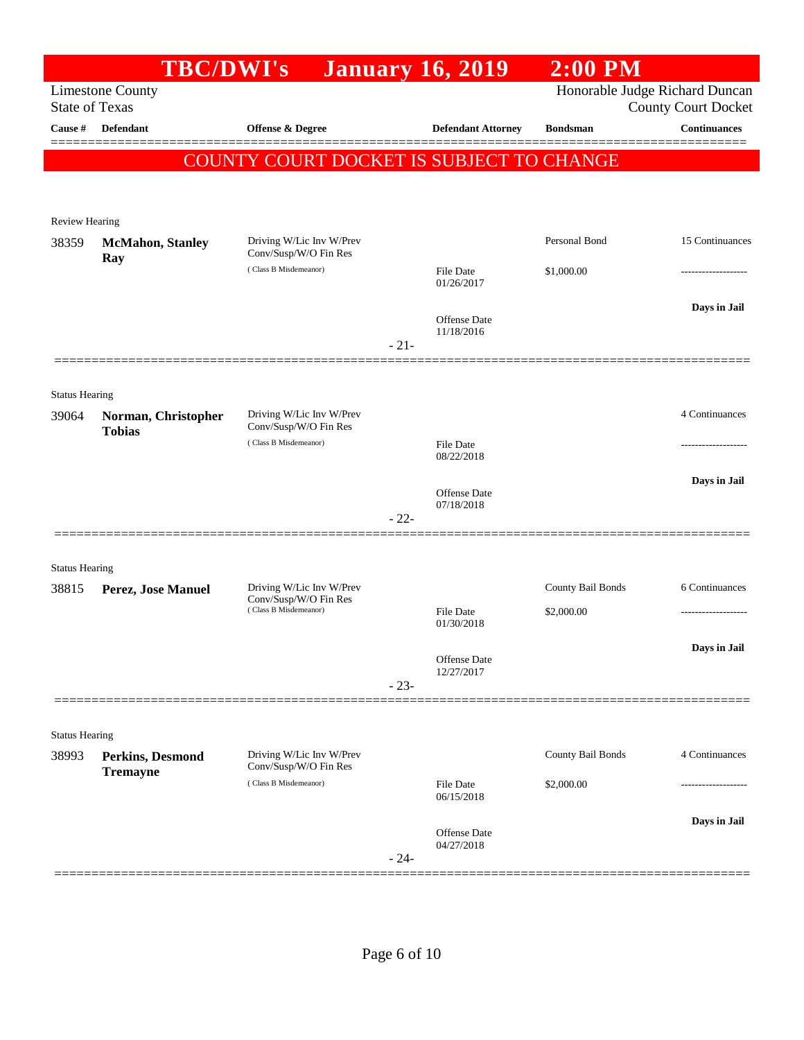# TBC/DWI's January 16, 2019 2:00 PM

Limestone County
State of Texas

Honorable Judge Richard Duncan
County Court Docket

| Cause # | Defendant | Offense & Degree | Defendant Attorney | Bondsman | Continuances |
|---|---|---|---|---|---|

## COUNTY COURT DOCKET IS SUBJECT TO CHANGE

Review Hearing

| Cause # | Defendant | Offense & Degree | Defendant Attorney | Bondsman | Continuances |
|---|---|---|---|---|---|
| 38359 | **McMahon, Stanley Ray** | Driving W/Lic Inv W/Prev Conv/Susp/W/O Fin Res (Class B Misdemeanor) | File Date 01/26/2017<br>Offense Date 11/18/2016 | Personal Bond<br>$1,000.00 | 15 Continuances<br>-------------------<br>**Days in Jail** |

- 21-

Status Hearing

| Cause # | Defendant | Offense & Degree | Defendant Attorney | Bondsman | Continuances |
|---|---|---|---|---|---|
| 39064 | **Norman, Christopher Tobias** | Driving W/Lic Inv W/Prev Conv/Susp/W/O Fin Res (Class B Misdemeanor) | File Date 08/22/2018<br>Offense Date 07/18/2018 | | 4 Continuances<br>-------------------<br>**Days in Jail** |

- 22-

Status Hearing

| Cause # | Defendant | Offense & Degree | Defendant Attorney | Bondsman | Continuances |
|---|---|---|---|---|---|
| 38815 | **Perez, Jose Manuel** | Driving W/Lic Inv W/Prev Conv/Susp/W/O Fin Res (Class B Misdemeanor) | File Date 01/30/2018<br>Offense Date 12/27/2017 | County Bail Bonds<br>$2,000.00 | 6 Continuances<br>-------------------<br>**Days in Jail** |

- 23-

Status Hearing

| Cause # | Defendant | Offense & Degree | Defendant Attorney | Bondsman | Continuances |
|---|---|---|---|---|---|
| 38993 | **Perkins, Desmond Tremayne** | Driving W/Lic Inv W/Prev Conv/Susp/W/O Fin Res (Class B Misdemeanor) | File Date 06/15/2018<br>Offense Date 04/27/2018 | County Bail Bonds<br>$2,000.00 | 4 Continuances<br>-------------------<br>**Days in Jail** |

- 24-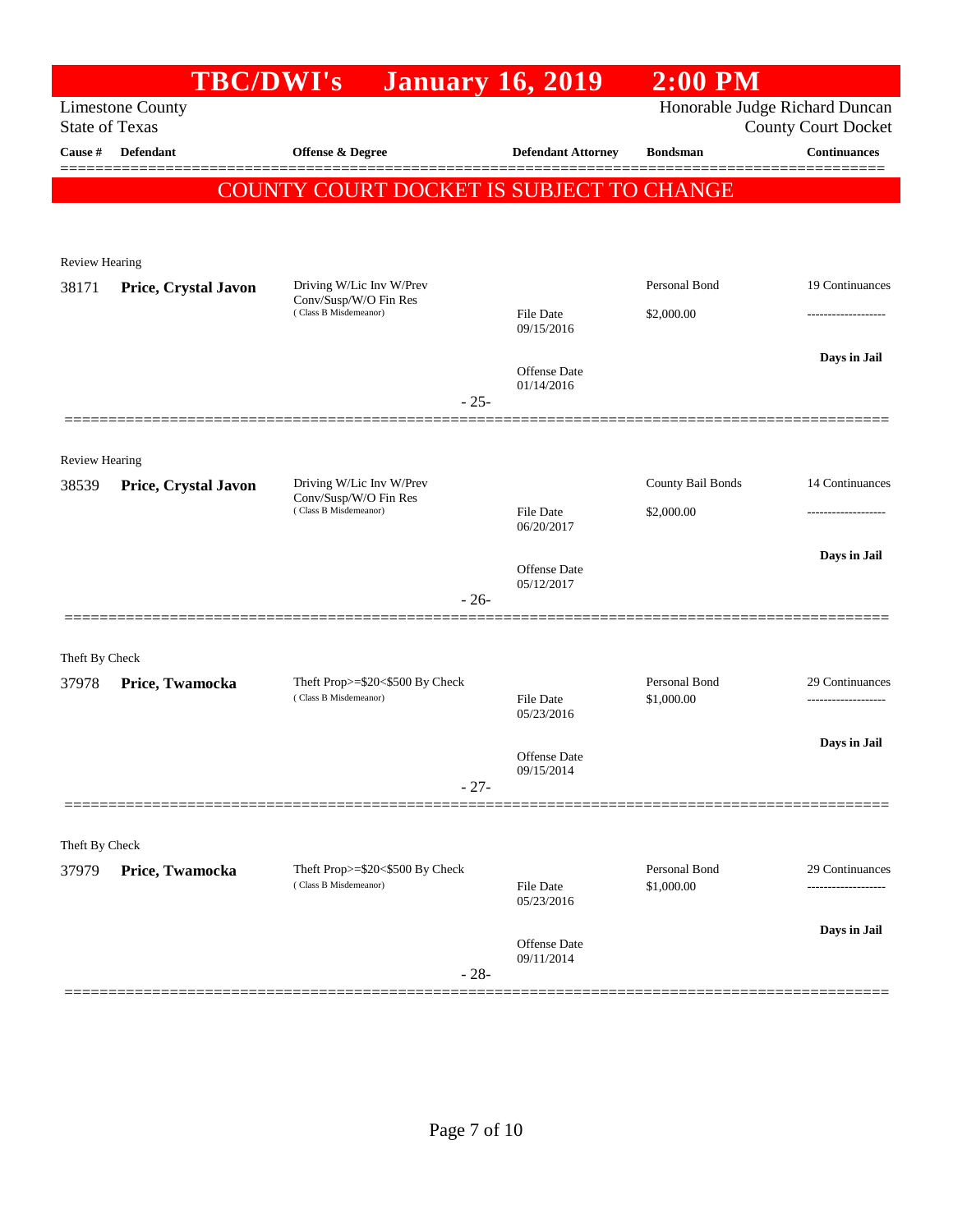# TBC/DWI's January 16, 2019 2:00 PM

Limestone County
State of Texas

Honorable Judge Richard Duncan
County Court Docket

| Cause # | Defendant | Offense & Degree | Defendant Attorney | Bondsman | Continuances |
|---|---|---|---|---|---|

**COUNTY COURT DOCKET IS SUBJECT TO CHANGE**

Review Hearing

| Cause # | Defendant | Offense & Degree | Defendant Attorney | Bondsman | Continuances |
|---|---|---|---|---|---|
| 38171 | **Price, Crystal Javon** | Driving W/Lic Inv W/Prev Conv/Susp/W/O Fin Res (Class B Misdemeanor) | File Date 09/15/2016 | Personal Bond $2,000.00 | 19 Continuances |
| | | | Offense Date 01/14/2016 | | Days in Jail |

- 25-

Review Hearing

| Cause # | Defendant | Offense & Degree | Defendant Attorney | Bondsman | Continuances |
|---|---|---|---|---|---|
| 38539 | **Price, Crystal Javon** | Driving W/Lic Inv W/Prev Conv/Susp/W/O Fin Res (Class B Misdemeanor) | File Date 06/20/2017 | County Bail Bonds $2,000.00 | 14 Continuances |
| | | | Offense Date 05/12/2017 | | Days in Jail |

- 26-

Theft By Check

| Cause # | Defendant | Offense & Degree | Defendant Attorney | Bondsman | Continuances |
|---|---|---|---|---|---|
| 37978 | **Price, Twamocka** | Theft Prop>=$20<$500 By Check (Class B Misdemeanor) | File Date 05/23/2016 | Personal Bond $1,000.00 | 29 Continuances |
| | | | Offense Date 09/15/2014 | | Days in Jail |

- 27-

Theft By Check

| Cause # | Defendant | Offense & Degree | Defendant Attorney | Bondsman | Continuances |
|---|---|---|---|---|---|
| 37979 | **Price, Twamocka** | Theft Prop>=$20<$500 By Check (Class B Misdemeanor) | File Date 05/23/2016 | Personal Bond $1,000.00 | 29 Continuances |
| | | | Offense Date 09/11/2014 | | Days in Jail |

- 28-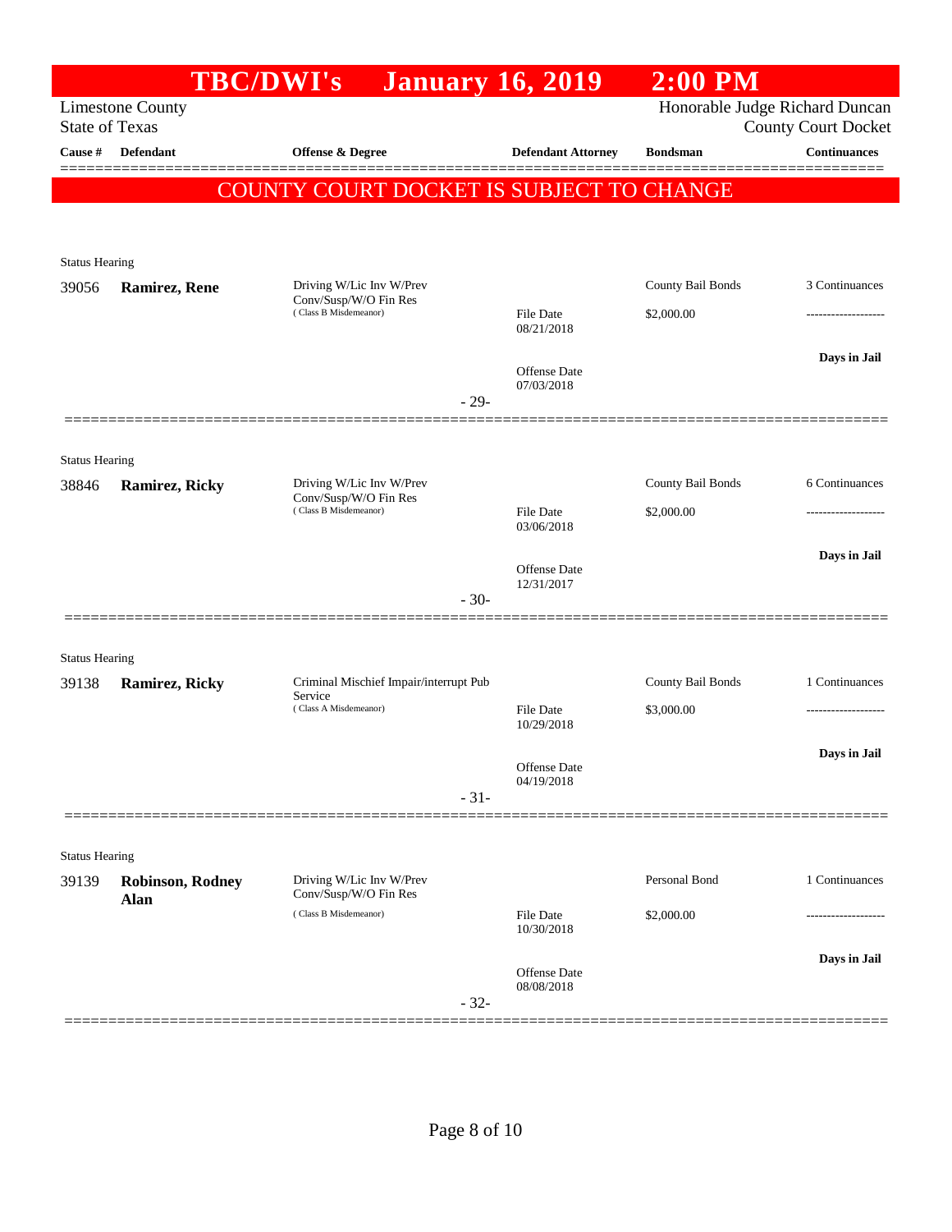# TBC/DWI's January 16, 2019 2:00 PM

Limestone County
State of Texas

Honorable Judge Richard Duncan
County Court Docket

| Cause # | Defendant | Offense & Degree | Defendant Attorney | Bondsman | Continuances |
|---|---|---|---|---|---|

**COUNTY COURT DOCKET IS SUBJECT TO CHANGE**

Status Hearing

| Cause # | Defendant | Offense & Degree | Defendant Attorney | Bondsman | Continuances |
|---|---|---|---|---|---|
| 39056 | **Ramirez, Rene** | Driving W/Lic Inv W/Prev Conv/Susp/W/O Fin Res (Class B Misdemeanor) | File Date 08/21/2018<br>Offense Date 07/03/2018 | County Bail Bonds<br>$2,000.00 | 3 Continuances<br>-------------------<br>**Days in Jail** |

- 29-

Status Hearing

| Cause # | Defendant | Offense & Degree | Defendant Attorney | Bondsman | Continuances |
|---|---|---|---|---|---|
| 38846 | **Ramirez, Ricky** | Driving W/Lic Inv W/Prev Conv/Susp/W/O Fin Res (Class B Misdemeanor) | File Date 03/06/2018<br>Offense Date 12/31/2017 | County Bail Bonds<br>$2,000.00 | 6 Continuances<br>-------------------<br>**Days in Jail** |

- 30-

Status Hearing

| Cause # | Defendant | Offense & Degree | Defendant Attorney | Bondsman | Continuances |
|---|---|---|---|---|---|
| 39138 | **Ramirez, Ricky** | Criminal Mischief Impair/interrupt Pub Service (Class A Misdemeanor) | File Date 10/29/2018<br>Offense Date 04/19/2018 | County Bail Bonds<br>$3,000.00 | 1 Continuances<br>-------------------<br>**Days in Jail** |

- 31-

Status Hearing

| Cause # | Defendant | Offense & Degree | Defendant Attorney | Bondsman | Continuances |
|---|---|---|---|---|---|
| 39139 | **Robinson, Rodney Alan** | Driving W/Lic Inv W/Prev Conv/Susp/W/O Fin Res (Class B Misdemeanor) | File Date 10/30/2018<br>Offense Date 08/08/2018 | Personal Bond<br>$2,000.00 | 1 Continuances<br>-------------------<br>**Days in Jail** |

- 32-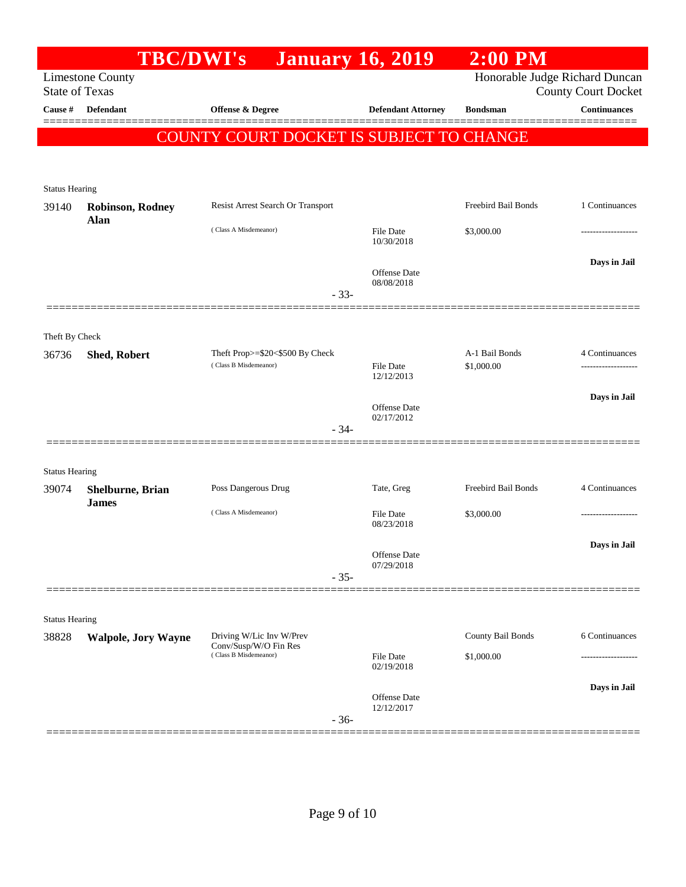# TBC/DWI's January 16, 2019 2:00 PM

Limestone County
State of Texas

Honorable Judge Richard Duncan
County Court Docket

| Cause # | Defendant | Offense & Degree | Defendant Attorney | Bondsman | Continuances |
|---|---|---|---|---|---|

**COUNTY COURT DOCKET IS SUBJECT TO CHANGE**

Status Hearing

| Cause # | Defendant | Offense & Degree | Defendant Attorney | Bondsman | Continuances |
|---|---|---|---|---|---|
| 39140 | **Robinson, Rodney Alan** | Resist Arrest Search Or Transport (Class A Misdemeanor) | File Date 10/30/2018; Offense Date 08/08/2018 | Freebird Bail Bonds $3,000.00 | 1 Continuances; Days in Jail |

- 33-

Theft By Check

| Cause # | Defendant | Offense & Degree | Defendant Attorney | Bondsman | Continuances |
|---|---|---|---|---|---|
| 36736 | **Shed, Robert** | Theft Prop>=$20<$500 By Check (Class B Misdemeanor) | File Date 12/12/2013; Offense Date 02/17/2012 | A-1 Bail Bonds $1,000.00 | 4 Continuances; Days in Jail |

- 34-

Status Hearing

| Cause # | Defendant | Offense & Degree | Defendant Attorney | Bondsman | Continuances |
|---|---|---|---|---|---|
| 39074 | **Shelburne, Brian James** | Poss Dangerous Drug (Class A Misdemeanor) | Tate, Greg; File Date 08/23/2018; Offense Date 07/29/2018 | Freebird Bail Bonds $3,000.00 | 4 Continuances; Days in Jail |

- 35-

Status Hearing

| Cause # | Defendant | Offense & Degree | Defendant Attorney | Bondsman | Continuances |
|---|---|---|---|---|---|
| 38828 | **Walpole, Jory Wayne** | Driving W/Lic Inv W/Prev Conv/Susp/W/O Fin Res (Class B Misdemeanor) | File Date 02/19/2018; Offense Date 12/12/2017 | County Bail Bonds $1,000.00 | 6 Continuances; Days in Jail |

- 36-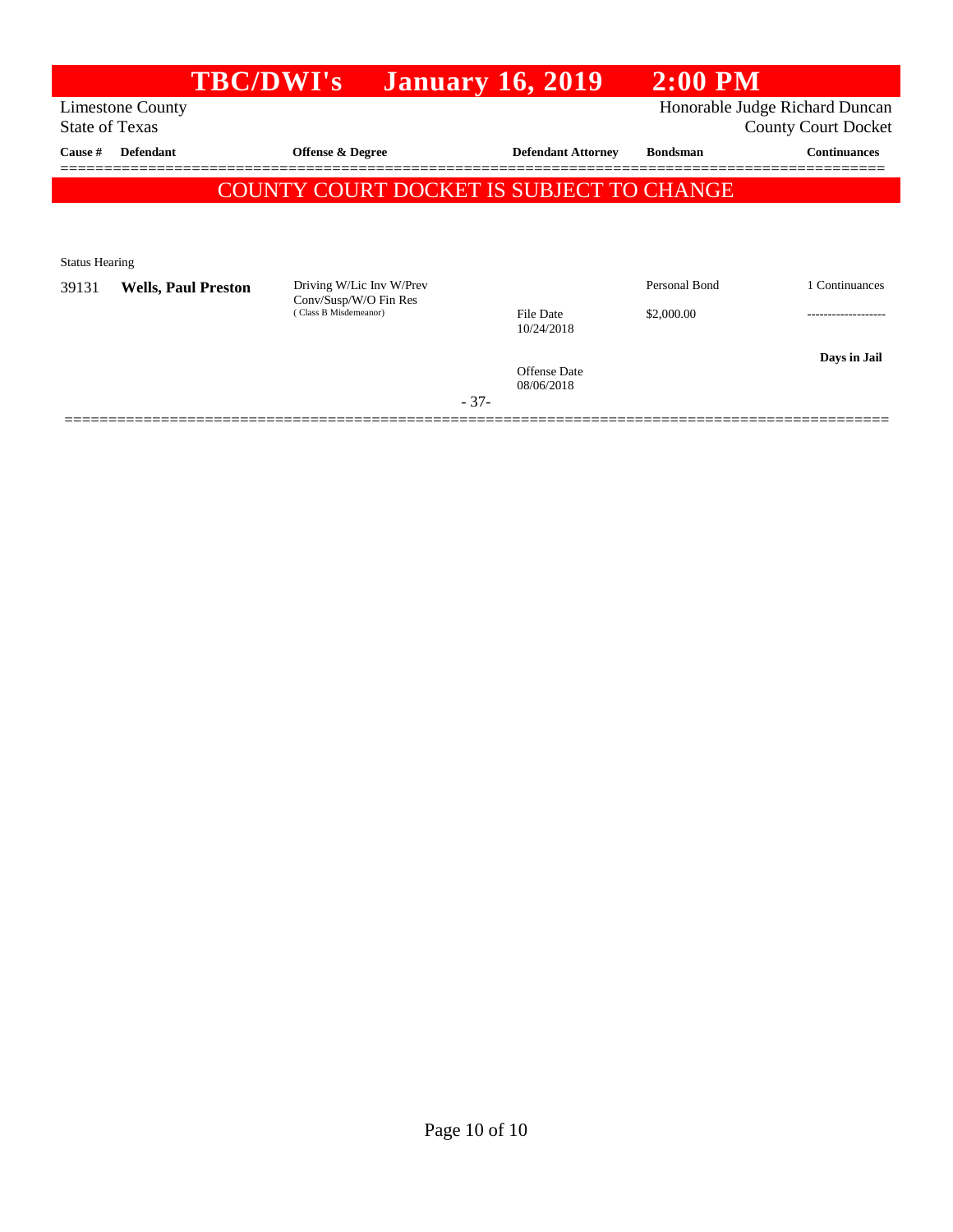# TBC/DWI's January 16, 2019 2:00 PM

Limestone County
State of Texas

Honorable Judge Richard Duncan
County Court Docket

| Cause # | Defendant | Offense & Degree | Defendant Attorney | Bondsman | Continuances |
|---|---|---|---|---|---|

## COUNTY COURT DOCKET IS SUBJECT TO CHANGE

Status Hearing

| Cause # | Defendant | Offense & Degree | Defendant Attorney | Bondsman | Continuances |
|---|---|---|---|---|---|
| 39131 | **Wells, Paul Preston** | Driving W/Lic Inv W/Prev Conv/Susp/W/O Fin Res (Class B Misdemeanor) | File Date 10/24/2018 | Personal Bond $2,000.00 | 1 Continuances ------------------- |
| | | | Offense Date 08/06/2018 | | **Days in Jail** |

- 37-